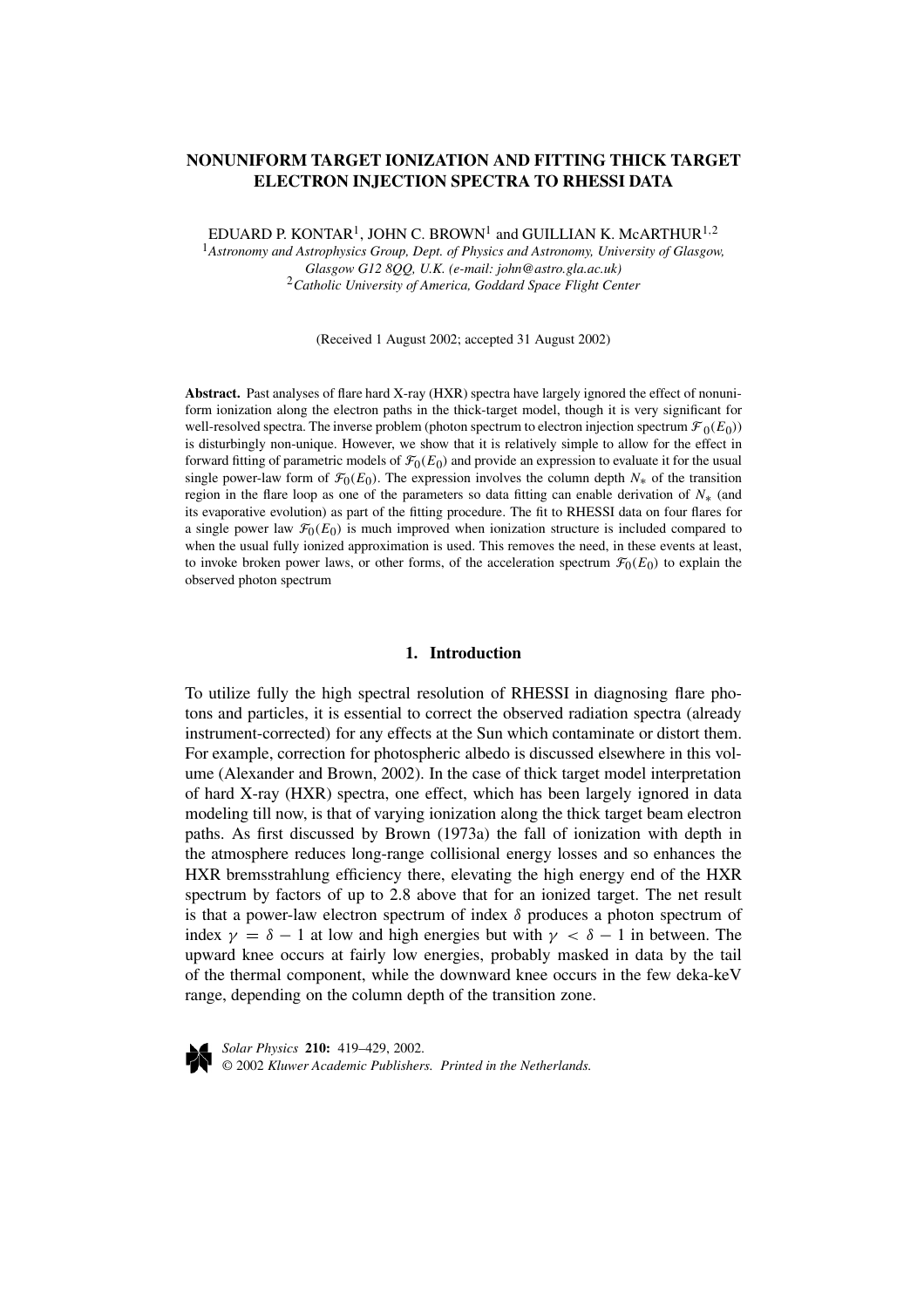# NONUNIFORM TARGET IONIZATION AND FITTING THICK TARGET ELECTRON INJECTION SPECTRA TO RHESSI DATA

EDUARD P. KONTAR[1], JOHN C. BROWN[1] and GUILLIAN K. McARTHUR[1,2]

[1]*Astronomy and Astrophysics Group, Dept. of Physics and Astronomy, University of Glasgow, Glasgow G12 8QQ, U.K. (e-mail: john@astro.gla.ac.uk)*

[2]*Catholic University of America, Goddard Space Flight Center*

(Received 1 August 2002; accepted 31 August 2002)

**Abstract.** Past analyses of flare hard X-ray (HXR) spectra have largely ignored the effect of nonuniform ionization along the electron paths in the thick-target model, though it is very significant for well-resolved spectra. The inverse problem (photon spectrum to electron injection spectrum $\mathcal{F}_0(E_0)$) is disturbingly non-unique. However, we show that it is relatively simple to allow for the effect in forward fitting of parametric models of $\mathcal{F}_0(E_0)$ and provide an expression to evaluate it for the usual single power-law form of $\mathcal{F}_0(E_0)$. The expression involves the column depth $N_*$ of the transition region in the flare loop as one of the parameters so data fitting can enable derivation of $N_*$ (and its evaporative evolution) as part of the fitting procedure. The fit to RHESSI data on four flares for a single power law $\mathcal{F}_0(E_0)$ is much improved when ionization structure is included compared to when the usual fully ionized approximation is used. This removes the need, in these events at least, to invoke broken power laws, or other forms, of the acceleration spectrum $\mathcal{F}_0(E_0)$ to explain the observed photon spectrum

## 1. Introduction

To utilize fully the high spectral resolution of RHESSI in diagnosing flare photons and particles, it is essential to correct the observed radiation spectra (already instrument-corrected) for any effects at the Sun which contaminate or distort them. For example, correction for photospheric albedo is discussed elsewhere in this volume (Alexander and Brown, 2002). In the case of thick target model interpretation of hard X-ray (HXR) spectra, one effect, which has been largely ignored in data modeling till now, is that of varying ionization along the thick target beam electron paths. As first discussed by Brown (1973a) the fall of ionization with depth in the atmosphere reduces long-range collisional energy losses and so enhances the HXR bremsstrahlung efficiency there, elevating the high energy end of the HXR spectrum by factors of up to 2.8 above that for an ionized target. The net result is that a power-law electron spectrum of index $\delta$ produces a photon spectrum of index $\gamma = \delta - 1$ at low and high energies but with $\gamma < \delta - 1$ in between. The upward knee occurs at fairly low energies, probably masked in data by the tail of the thermal component, while the downward knee occurs in the few deka-keV range, depending on the column depth of the transition zone.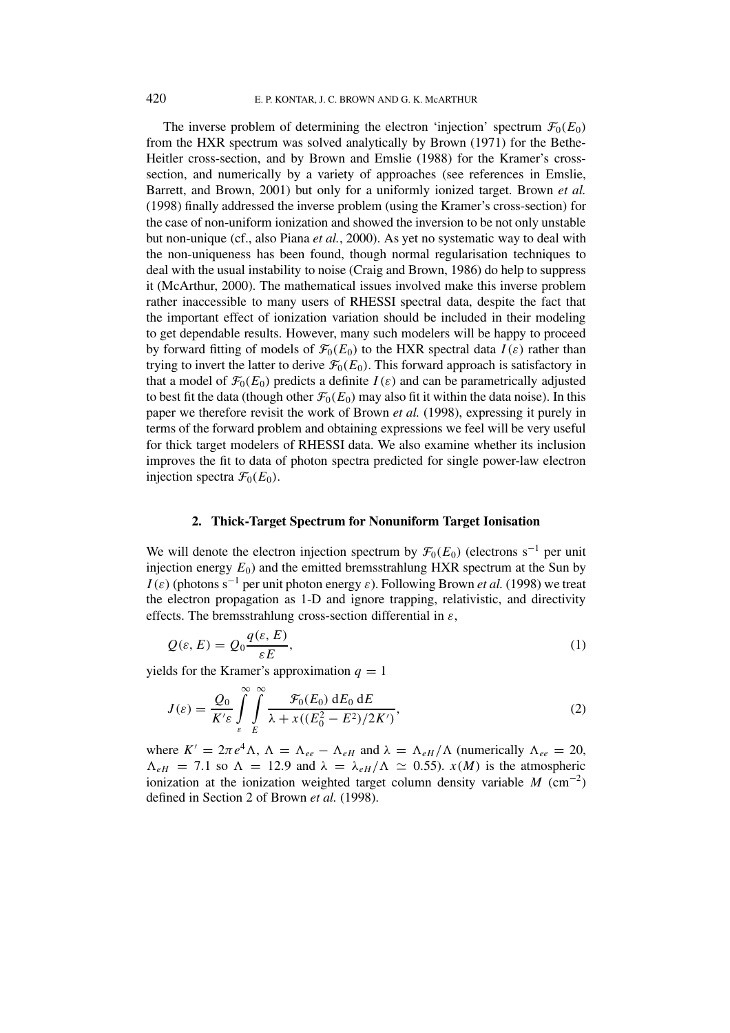The inverse problem of determining the electron 'injection' spectrum $\mathcal{F}_0(E_0)$ from the HXR spectrum was solved analytically by Brown (1971) for the Bethe-Heitler cross-section, and by Brown and Emslie (1988) for the Kramer's cross-section, and numerically by a variety of approaches (see references in Emslie, Barrett, and Brown, 2001) but only for a uniformly ionized target. Brown *et al.* (1998) finally addressed the inverse problem (using the Kramer's cross-section) for the case of non-uniform ionization and showed the inversion to be not only unstable but non-unique (cf., also Piana *et al.*, 2000). As yet no systematic way to deal with the non-uniqueness has been found, though normal regularisation techniques to deal with the usual instability to noise (Craig and Brown, 1986) do help to suppress it (McArthur, 2000). The mathematical issues involved make this inverse problem rather inaccessible to many users of RHESSI spectral data, despite the fact that the important effect of ionization variation should be included in their modeling to get dependable results. However, many such modelers will be happy to proceed by forward fitting of models of $\mathcal{F}_0(E_0)$ to the HXR spectral data $I(\varepsilon)$ rather than trying to invert the latter to derive $\mathcal{F}_0(E_0)$. This forward approach is satisfactory in that a model of $\mathcal{F}_0(E_0)$ predicts a definite $I(\varepsilon)$ and can be parametrically adjusted to best fit the data (though other $\mathcal{F}_0(E_0)$ may also fit it within the data noise). In this paper we therefore revisit the work of Brown *et al.* (1998), expressing it purely in terms of the forward problem and obtaining expressions we feel will be very useful for thick target modelers of RHESSI data. We also examine whether its inclusion improves the fit to data of photon spectra predicted for single power-law electron injection spectra $\mathcal{F}_0(E_0)$.

## 2. Thick-Target Spectrum for Nonuniform Target Ionisation

We will denote the electron injection spectrum by $\mathcal{F}_0(E_0)$ (electrons $s^{-1}$ per unit injection energy $E_0$) and the emitted bremsstrahlung HXR spectrum at the Sun by $I(\varepsilon)$ (photons $s^{-1}$ per unit photon energy $\varepsilon$). Following Brown *et al.* (1998) we treat the electron propagation as 1-D and ignore trapping, relativistic, and directivity effects. The bremsstrahlung cross-section differential in $\varepsilon$,

$$Q(\varepsilon, E) = Q_0 \frac{q(\varepsilon, E)}{\varepsilon E}, \tag{1}$$

yields for the Kramer's approximation $q = 1$

$$J(\varepsilon) = \frac{Q_0}{K'\varepsilon} \int_{\varepsilon}^{\infty} \int_{E}^{\infty} \frac{\mathcal{F}_0(E_0)\, \mathrm{d}E_0\, \mathrm{d}E}{\lambda + x((E_0^2 - E^2)/2K')}, \tag{2}$$

where $K' = 2\pi e^4 \Lambda$, $\Lambda = \Lambda_{ee} - \Lambda_{eH}$ and $\lambda = \Lambda_{eH}/\Lambda$ (numerically $\Lambda_{ee} = 20$, $\Lambda_{eH} = 7.1$ so $\Lambda = 12.9$ and $\lambda = \lambda_{eH}/\Lambda \simeq 0.55$). $x(M)$ is the atmospheric ionization at the ionization weighted target column density variable $M$ ($cm^{-2}$) defined in Section 2 of Brown *et al.* (1998).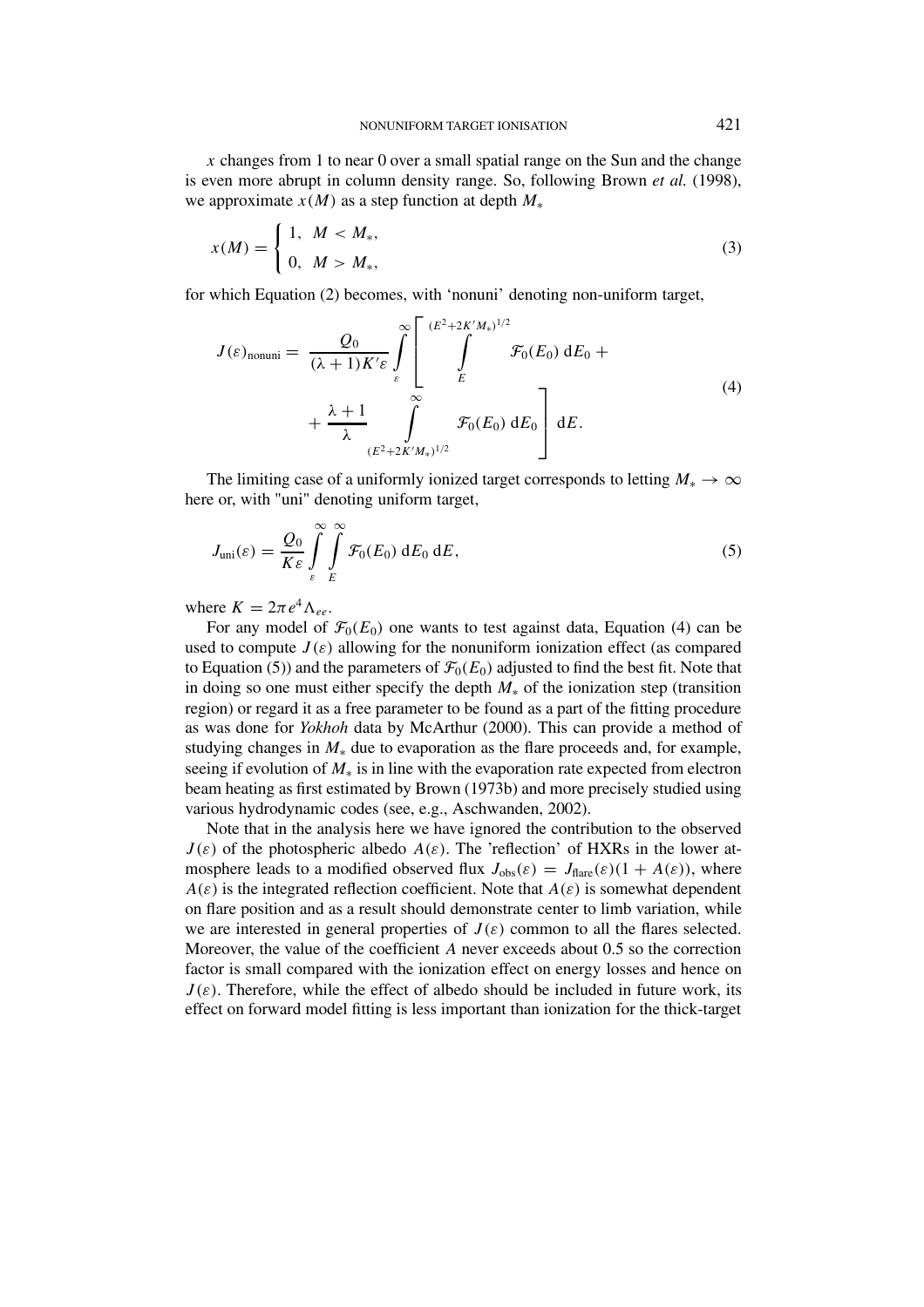$x$ changes from 1 to near 0 over a small spatial range on the Sun and the change is even more abrupt in column density range. So, following Brown *et al.* (1998), we approximate $x(M)$ as a step function at depth $M_*$

$$x(M) = \begin{cases} 1, & M < M_*, \\ 0, & M > M_*, \end{cases} \tag{3}$$

for which Equation (2) becomes, with 'nonuni' denoting non-uniform target,

$$J(\varepsilon)_{\text{nonuni}} = \frac{Q_0}{(\lambda+1)K'\varepsilon} \int_{\varepsilon}^{\infty} \left[ \int_{E}^{(E^2+2K'M_*)^{1/2}} \mathcal{F}_0(E_0)\,\mathrm{d}E_0 + \right. \\ \left. + \frac{\lambda+1}{\lambda} \int_{(E^2+2K'M_*)^{1/2}}^{\infty} \mathcal{F}_0(E_0)\,\mathrm{d}E_0 \right] \mathrm{d}E. \tag{4}$$

The limiting case of a uniformly ionized target corresponds to letting $M_* \to \infty$ here or, with "uni" denoting uniform target,

$$J_{\text{uni}}(\varepsilon) = \frac{Q_0}{K\varepsilon} \int_{\varepsilon}^{\infty} \int_{E}^{\infty} \mathcal{F}_0(E_0)\,\mathrm{d}E_0\,\mathrm{d}E, \tag{5}$$

where $K = 2\pi e^4 \Lambda_{ee}$.

For any model of $\mathcal{F}_0(E_0)$ one wants to test against data, Equation (4) can be used to compute $J(\varepsilon)$ allowing for the nonuniform ionization effect (as compared to Equation (5)) and the parameters of $\mathcal{F}_0(E_0)$ adjusted to find the best fit. Note that in doing so one must either specify the depth $M_*$ of the ionization step (transition region) or regard it as a free parameter to be found as a part of the fitting procedure as was done for *Yokhoh* data by McArthur (2000). This can provide a method of studying changes in $M_*$ due to evaporation as the flare proceeds and, for example, seeing if evolution of $M_*$ is in line with the evaporation rate expected from electron beam heating as first estimated by Brown (1973b) and more precisely studied using various hydrodynamic codes (see, e.g., Aschwanden, 2002).

Note that in the analysis here we have ignored the contribution to the observed $J(\varepsilon)$ of the photospheric albedo $A(\varepsilon)$. The 'reflection' of HXRs in the lower atmosphere leads to a modified observed flux $J_{\text{obs}}(\varepsilon) = J_{\text{flare}}(\varepsilon)(1 + A(\varepsilon))$, where $A(\varepsilon)$ is the integrated reflection coefficient. Note that $A(\varepsilon)$ is somewhat dependent on flare position and as a result should demonstrate center to limb variation, while we are interested in general properties of $J(\varepsilon)$ common to all the flares selected. Moreover, the value of the coefficient $A$ never exceeds about 0.5 so the correction factor is small compared with the ionization effect on energy losses and hence on $J(\varepsilon)$. Therefore, while the effect of albedo should be included in future work, its effect on forward model fitting is less important than ionization for the thick-target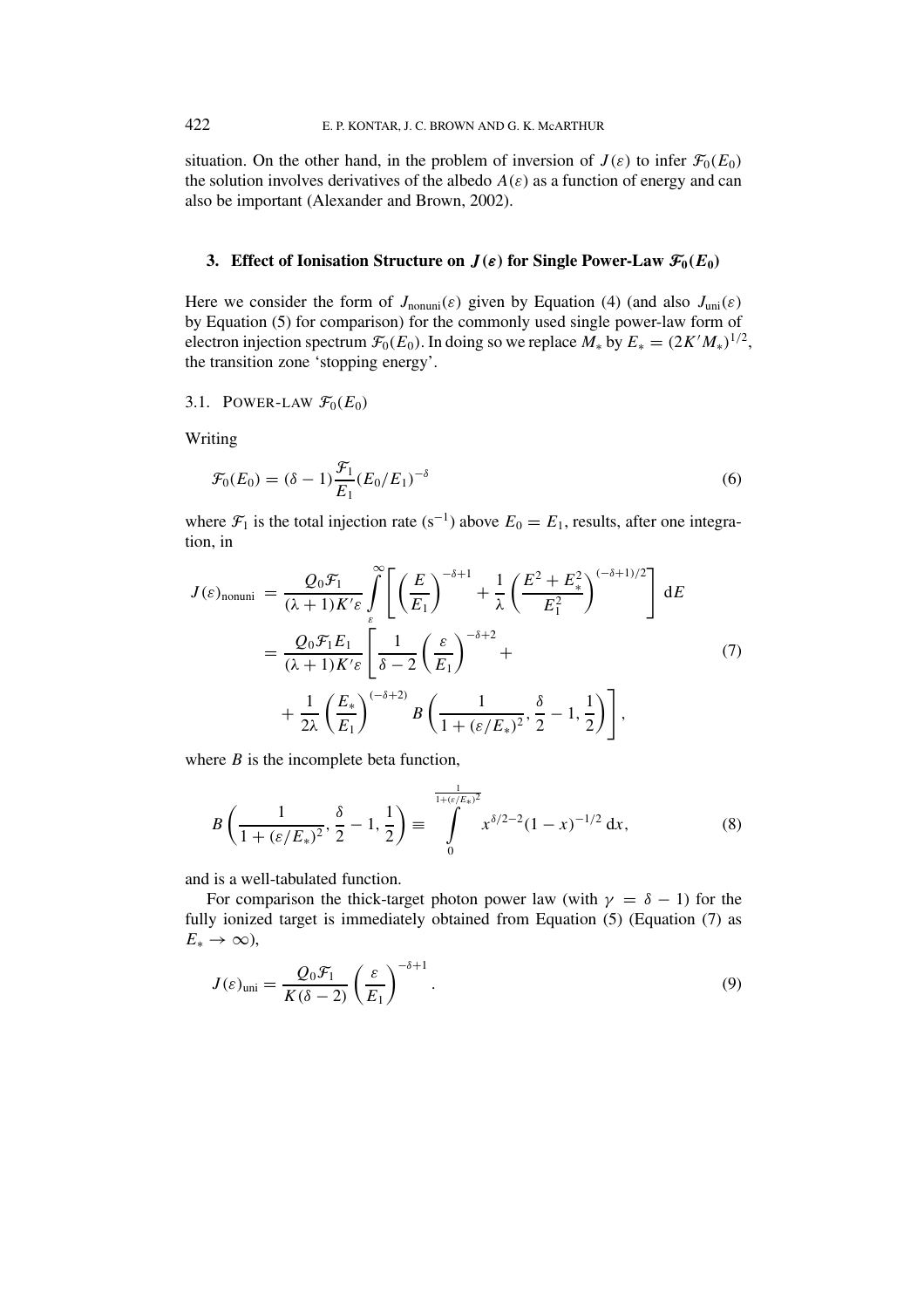situation. On the other hand, in the problem of inversion of $J(\varepsilon)$ to infer $\mathcal{F}_0(E_0)$ the solution involves derivatives of the albedo $A(\varepsilon)$ as a function of energy and can also be important (Alexander and Brown, 2002).

## 3. Effect of Ionisation Structure on $J(\varepsilon)$ for Single Power-Law $\mathcal{F}_0(E_0)$

Here we consider the form of $J_{\rm nonuni}(\varepsilon)$ given by Equation (4) (and also $J_{\rm uni}(\varepsilon)$ by Equation (5) for comparison) for the commonly used single power-law form of electron injection spectrum $\mathcal{F}_0(E_0)$. In doing so we replace $M_*$ by $E_* = (2K'M_*)^{1/2}$, the transition zone 'stopping energy'.

### 3.1. Power-law $\mathcal{F}_0(E_0)$

Writing

$$\mathcal{F}_0(E_0) = (\delta - 1)\frac{\mathcal{F}_1}{E_1}(E_0/E_1)^{-\delta} \tag{6}$$

where $\mathcal{F}_1$ is the total injection rate ($s^{-1}$) above $E_0 = E_1$, results, after one integration, in

$$\begin{aligned} J(\varepsilon)_{\rm nonuni} &= \frac{Q_0\mathcal{F}_1}{(\lambda+1)K'\varepsilon}\int_{\varepsilon}^{\infty}\left[\left(\frac{E}{E_1}\right)^{-\delta+1} + \frac{1}{\lambda}\left(\frac{E^2+E_*^2}{E_1^2}\right)^{(-\delta+1)/2}\right]\mathrm{d}E \\ &= \frac{Q_0\mathcal{F}_1 E_1}{(\lambda+1)K'\varepsilon}\left[\frac{1}{\delta-2}\left(\frac{\varepsilon}{E_1}\right)^{-\delta+2} + \right. \\ &\quad \left. + \frac{1}{2\lambda}\left(\frac{E_*}{E_1}\right)^{(-\delta+2)} B\left(\frac{1}{1+(\varepsilon/E_*)^2}, \frac{\delta}{2}-1, \frac{1}{2}\right)\right], \end{aligned} \tag{7}$$

where $B$ is the incomplete beta function,

$$B\left(\frac{1}{1+(\varepsilon/E_*)^2}, \frac{\delta}{2}-1, \frac{1}{2}\right) \equiv \int_0^{\frac{1}{1+(\varepsilon/E_*)^2}} x^{\delta/2-2}(1-x)^{-1/2}\,\mathrm{d}x, \tag{8}$$

and is a well-tabulated function.

For comparison the thick-target photon power law (with $\gamma = \delta - 1$) for the fully ionized target is immediately obtained from Equation (5) (Equation (7) as $E_* \to \infty$),

$$J(\varepsilon)_{\rm uni} = \frac{Q_0\mathcal{F}_1}{K(\delta-2)}\left(\frac{\varepsilon}{E_1}\right)^{-\delta+1}. \tag{9}$$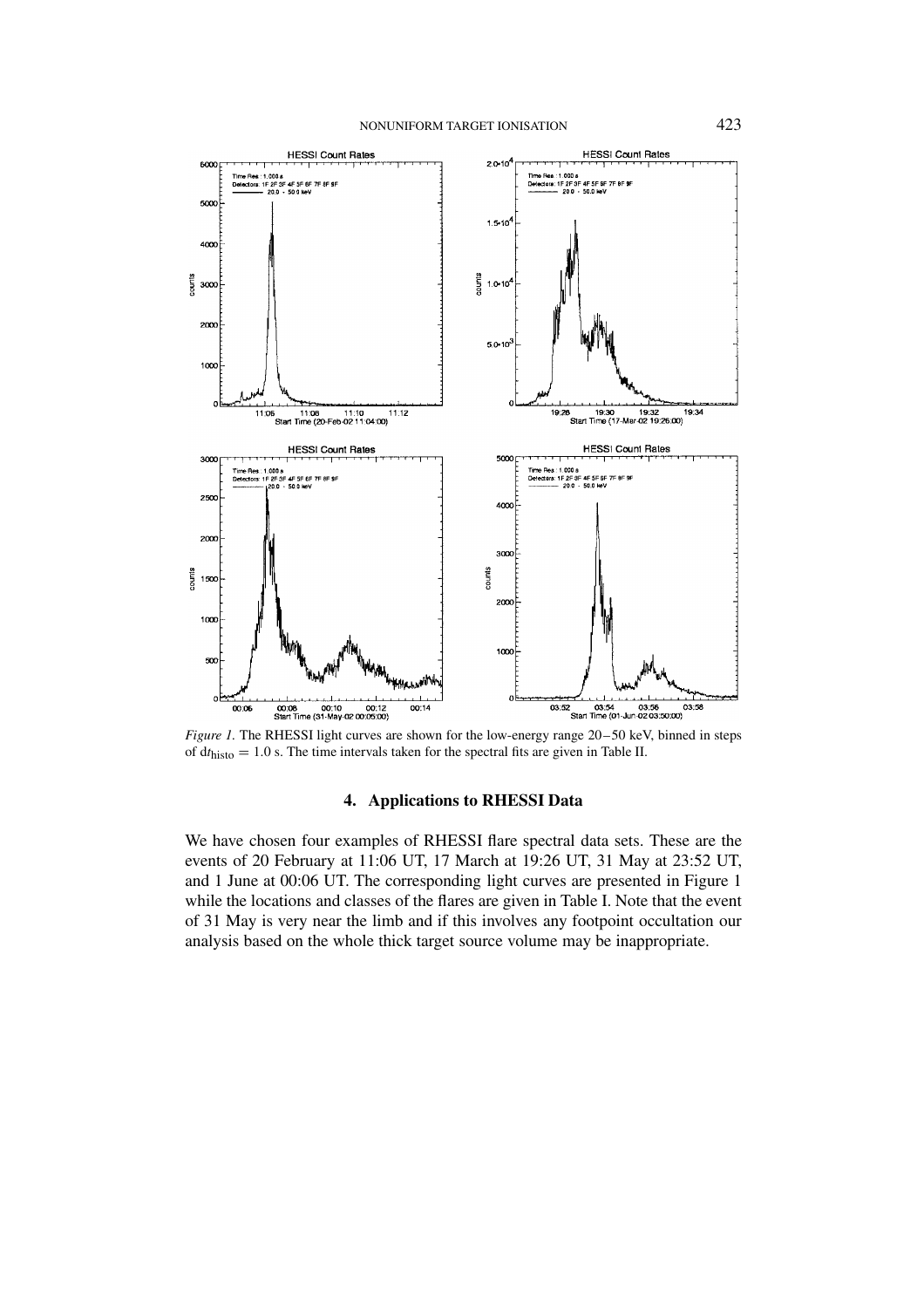*Figure 1.* The RHESSI light curves are shown for the low-energy range 20–50 keV, binned in steps of $dt_{\text{histo}} = 1.0$ s. The time intervals taken for the spectral fits are given in Table II.

## 4. Applications to RHESSI Data

We have chosen four examples of RHESSI flare spectral data sets. These are the events of 20 February at 11:06 UT, 17 March at 19:26 UT, 31 May at 23:52 UT, and 1 June at 00:06 UT. The corresponding light curves are presented in Figure 1 while the locations and classes of the flares are given in Table I. Note that the event of 31 May is very near the limb and if this involves any footpoint occultation our analysis based on the whole thick target source volume may be inappropriate.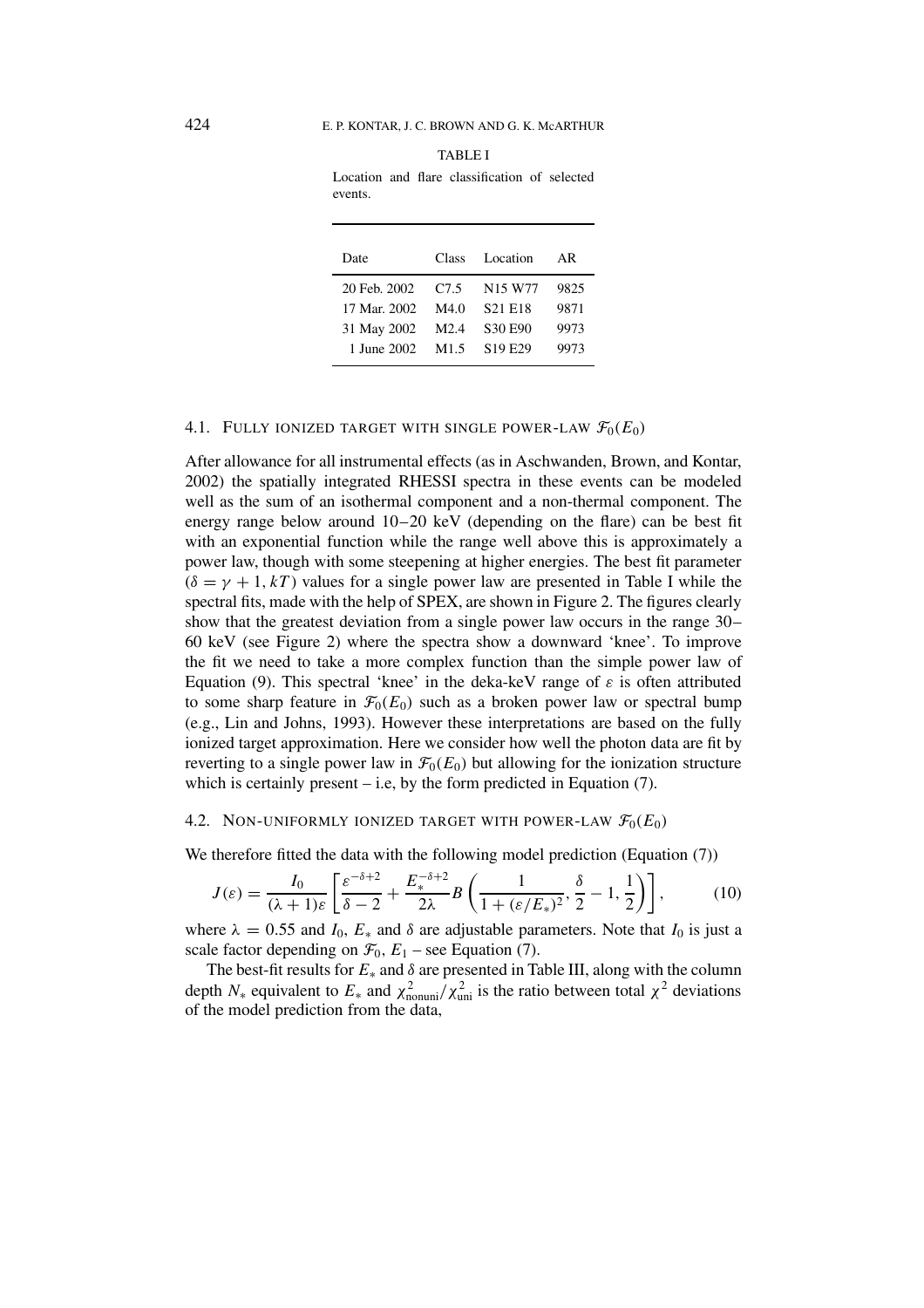TABLE I

Location and flare classification of selected events.

| Date | Class | Location | AR |
|---|---|---|---|
| 20 Feb. 2002 | C7.5 | N15 W77 | 9825 |
| 17 Mar. 2002 | M4.0 | S21 E18 | 9871 |
| 31 May 2002 | M2.4 | S30 E90 | 9973 |
| 1 June 2002 | M1.5 | S19 E29 | 9973 |

### 4.1. Fully ionized target with single power-law $\mathcal{F}_0(E_0)$

After allowance for all instrumental effects (as in Aschwanden, Brown, and Kontar, 2002) the spatially integrated RHESSI spectra in these events can be modeled well as the sum of an isothermal component and a non-thermal component. The energy range below around 10–20 keV (depending on the flare) can be best fit with an exponential function while the range well above this is approximately a power law, though with some steepening at higher energies. The best fit parameter ($\delta = \gamma + 1, kT$) values for a single power law are presented in Table I while the spectral fits, made with the help of SPEX, are shown in Figure 2. The figures clearly show that the greatest deviation from a single power law occurs in the range 30–60 keV (see Figure 2) where the spectra show a downward 'knee'. To improve the fit we need to take a more complex function than the simple power law of Equation (9). This spectral 'knee' in the deka-keV range of $\varepsilon$ is often attributed to some sharp feature in $\mathcal{F}_0(E_0)$ such as a broken power law or spectral bump (e.g., Lin and Johns, 1993). However these interpretations are based on the fully ionized target approximation. Here we consider how well the photon data are fit by reverting to a single power law in $\mathcal{F}_0(E_0)$ but allowing for the ionization structure which is certainly present – i.e, by the form predicted in Equation (7).

### 4.2. Non-uniformly ionized target with power-law $\mathcal{F}_0(E_0)$

We therefore fitted the data with the following model prediction (Equation (7))

$$J(\varepsilon) = \frac{I_0}{(\lambda+1)\varepsilon}\left[\frac{\varepsilon^{-\delta+2}}{\delta-2} + \frac{E_*^{-\delta+2}}{2\lambda}B\left(\frac{1}{1+(\varepsilon/E_*)^2}, \frac{\delta}{2}-1, \frac{1}{2}\right)\right], \tag{10}$$

where $\lambda = 0.55$ and $I_0$, $E_*$ and $\delta$ are adjustable parameters. Note that $I_0$ is just a scale factor depending on $\mathcal{F}_0$, $E_1$ – see Equation (7).

The best-fit results for $E_*$ and $\delta$ are presented in Table III, along with the column depth $N_*$ equivalent to $E_*$ and $\chi^2_{\text{nonuni}}/\chi^2_{\text{uni}}$ is the ratio between total $\chi^2$ deviations of the model prediction from the data,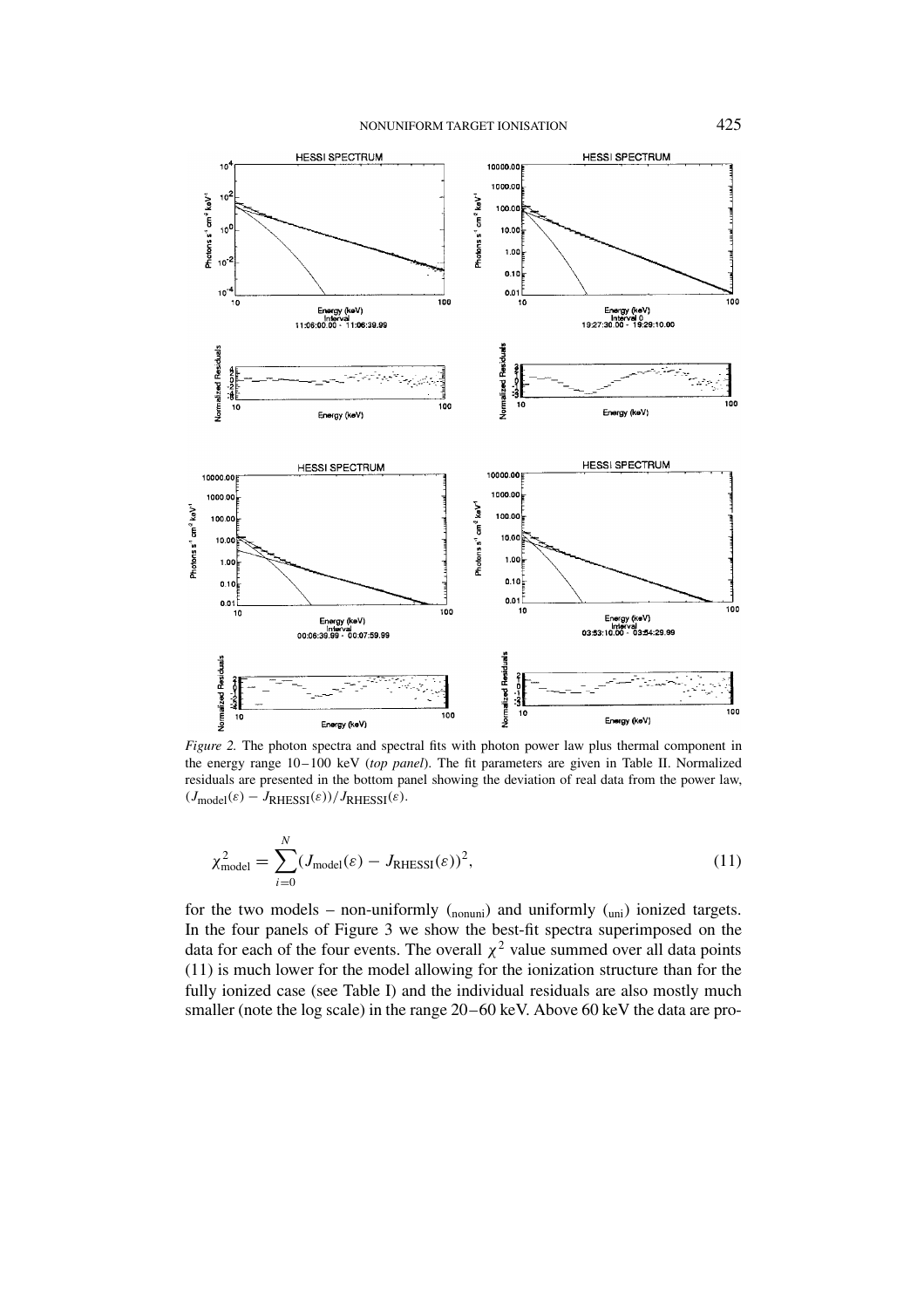*Figure 2.* The photon spectra and spectral fits with photon power law plus thermal component in the energy range 10–100 keV (*top panel*). The fit parameters are given in Table II. Normalized residuals are presented in the bottom panel showing the deviation of real data from the power law, $(J_{\rm model}(\varepsilon) - J_{\rm RHESSI}(\varepsilon))/J_{\rm RHESSI}(\varepsilon)$.

$$\chi^2_{\rm model} = \sum_{i=0}^{N} (J_{\rm model}(\varepsilon) - J_{\rm RHESSI}(\varepsilon))^2, \tag{11}$$

for the two models – non-uniformly ($_{\rm nonuni}$) and uniformly ($_{\rm uni}$) ionized targets. In the four panels of Figure 3 we show the best-fit spectra superimposed on the data for each of the four events. The overall $\chi^2$ value summed over all data points (11) is much lower for the model allowing for the ionization structure than for the fully ionized case (see Table I) and the individual residuals are also mostly much smaller (note the log scale) in the range 20–60 keV. Above 60 keV the data are pro-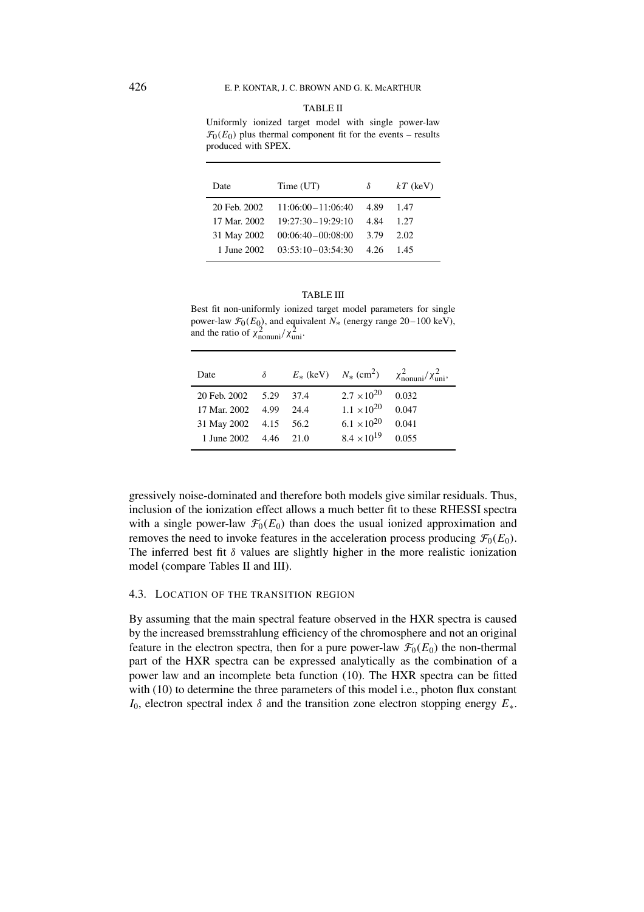TABLE II

Uniformly ionized target model with single power-law $\mathcal{F}_0(E_0)$ plus thermal component fit for the events – results produced with SPEX.

| Date | Time (UT) | $\delta$ | $kT$ (keV) |
|---|---|---|---|
| 20 Feb. 2002 | 11:06:00 – 11:06:40 | 4.89 | 1.47 |
| 17 Mar. 2002 | 19:27:30 – 19:29:10 | 4.84 | 1.27 |
| 31 May 2002 | 00:06:40 – 00:08:00 | 3.79 | 2.02 |
| 1 June 2002 | 03:53:10 – 03:54:30 | 4.26 | 1.45 |

TABLE III

Best fit non-uniformly ionized target model parameters for single power-law $\mathcal{F}_0(E_0)$, and equivalent $N_*$ (energy range 20 – 100 keV), and the ratio of $\chi^2_{\text{nonuni}}/\chi^2_{\text{uni}}$.

| Date | $\delta$ | $E_*$ (keV) | $N_*$ (cm$^2$) | $\chi^2_{\text{nonuni}}/\chi^2_{\text{uni}}$, |
|---|---|---|---|---|
| 20 Feb. 2002 | 5.29 | 37.4 | $2.7 \times 10^{20}$ | 0.032 |
| 17 Mar. 2002 | 4.99 | 24.4 | $1.1 \times 10^{20}$ | 0.047 |
| 31 May 2002 | 4.15 | 56.2 | $6.1 \times 10^{20}$ | 0.041 |
| 1 June 2002 | 4.46 | 21.0 | $8.4 \times 10^{19}$ | 0.055 |

gressively noise-dominated and therefore both models give similar residuals. Thus, inclusion of the ionization effect allows a much better fit to these RHESSI spectra with a single power-law $\mathcal{F}_0(E_0)$ than does the usual ionized approximation and removes the need to invoke features in the acceleration process producing $\mathcal{F}_0(E_0)$. The inferred best fit $\delta$ values are slightly higher in the more realistic ionization model (compare Tables II and III).

### 4.3. Location of the Transition Region

By assuming that the main spectral feature observed in the HXR spectra is caused by the increased bremsstrahlung efficiency of the chromosphere and not an original feature in the electron spectra, then for a pure power-law $\mathcal{F}_0(E_0)$ the non-thermal part of the HXR spectra can be expressed analytically as the combination of a power law and an incomplete beta function (10). The HXR spectra can be fitted with (10) to determine the three parameters of this model i.e., photon flux constant $I_0$, electron spectral index $\delta$ and the transition zone electron stopping energy $E_*$.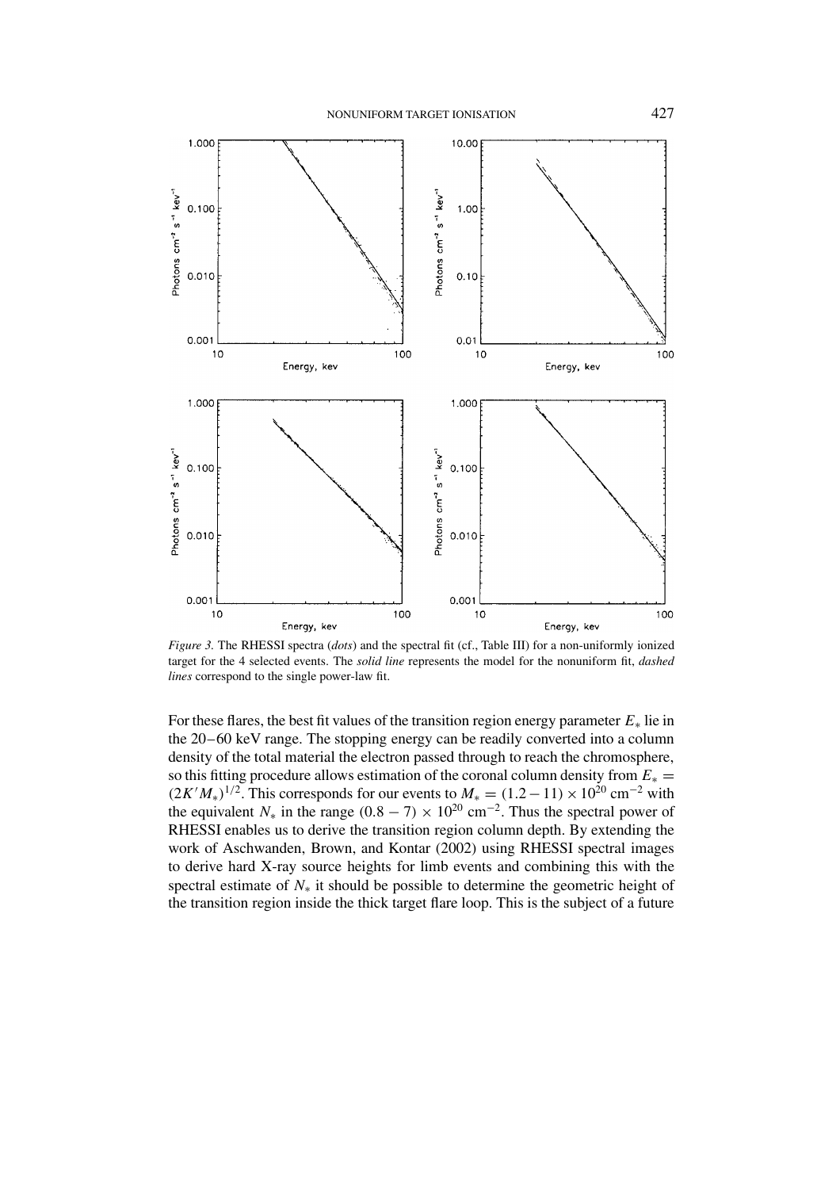*Figure 3.* The RHESSI spectra (*dots*) and the spectral fit (cf., Table III) for a non-uniformly ionized target for the 4 selected events. The *solid line* represents the model for the nonuniform fit, *dashed lines* correspond to the single power-law fit.

For these flares, the best fit values of the transition region energy parameter $E_*$ lie in the 20–60 keV range. The stopping energy can be readily converted into a column density of the total material the electron passed through to reach the chromosphere, so this fitting procedure allows estimation of the coronal column density from $E_* = (2K'M_*)^{1/2}$. This corresponds for our events to $M_* = (1.2 - 11) \times 10^{20}$ cm$^{-2}$ with the equivalent $N_*$ in the range $(0.8 - 7) \times 10^{20}$ cm$^{-2}$. Thus the spectral power of RHESSI enables us to derive the transition region column depth. By extending the work of Aschwanden, Brown, and Kontar (2002) using RHESSI spectral images to derive hard X-ray source heights for limb events and combining this with the spectral estimate of $N_*$ it should be possible to determine the geometric height of the transition region inside the thick target flare loop. This is the subject of a future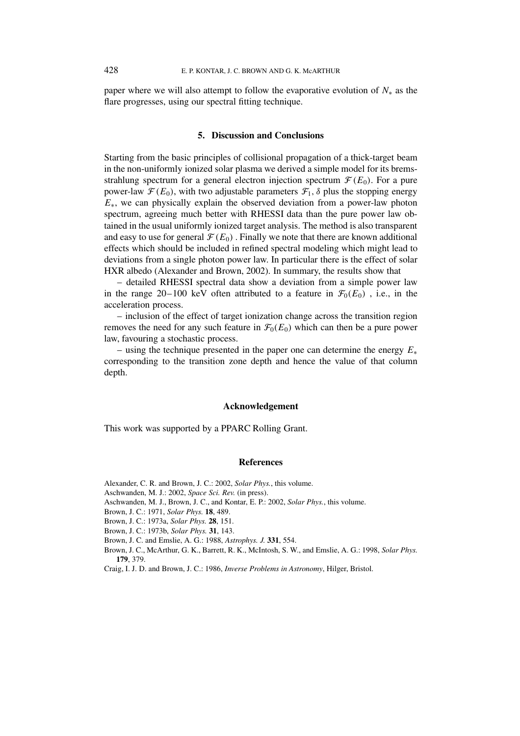paper where we will also attempt to follow the evaporative evolution of $N_*$ as the flare progresses, using our spectral fitting technique.

## 5. Discussion and Conclusions

Starting from the basic principles of collisional propagation of a thick-target beam in the non-uniformly ionized solar plasma we derived a simple model for its bremsstrahlung spectrum for a general electron injection spectrum $\mathcal{F}(E_0)$. For a pure power-law $\mathcal{F}(E_0)$, with two adjustable parameters $\mathcal{F}_1$, $\delta$ plus the stopping energy $E_*$, we can physically explain the observed deviation from a power-law photon spectrum, agreeing much better with RHESSI data than the pure power law obtained in the usual uniformly ionized target analysis. The method is also transparent and easy to use for general $\mathcal{F}(E_0)$ . Finally we note that there are known additional effects which should be included in refined spectral modeling which might lead to deviations from a single photon power law. In particular there is the effect of solar HXR albedo (Alexander and Brown, 2002). In summary, the results show that

– detailed RHESSI spectral data show a deviation from a simple power law in the range 20–100 keV often attributed to a feature in $\mathcal{F}_0(E_0)$ , i.e., in the acceleration process.

– inclusion of the effect of target ionization change across the transition region removes the need for any such feature in $\mathcal{F}_0(E_0)$ which can then be a pure power law, favouring a stochastic process.

– using the technique presented in the paper one can determine the energy $E_*$ corresponding to the transition zone depth and hence the value of that column depth.

## Acknowledgement

This work was supported by a PPARC Rolling Grant.

## References

Alexander, C. R. and Brown, J. C.: 2002, *Solar Phys.*, this volume.

Aschwanden, M. J.: 2002, *Space Sci. Rev.* (in press).

Aschwanden, M. J., Brown, J. C., and Kontar, E. P.: 2002, *Solar Phys.*, this volume.

Brown, J. C.: 1971, *Solar Phys.* **18**, 489.

Brown, J. C.: 1973a, *Solar Phys.* **28**, 151.

Brown, J. C.: 1973b, *Solar Phys.* **31**, 143.

Brown, J. C. and Emslie, A. G.: 1988, *Astrophys. J.* **331**, 554.

Brown, J. C., McArthur, G. K., Barrett, R. K., McIntosh, S. W., and Emslie, A. G.: 1998, *Solar Phys.* **179**, 379.

Craig, I. J. D. and Brown, J. C.: 1986, *Inverse Problems in Astronomy*, Hilger, Bristol.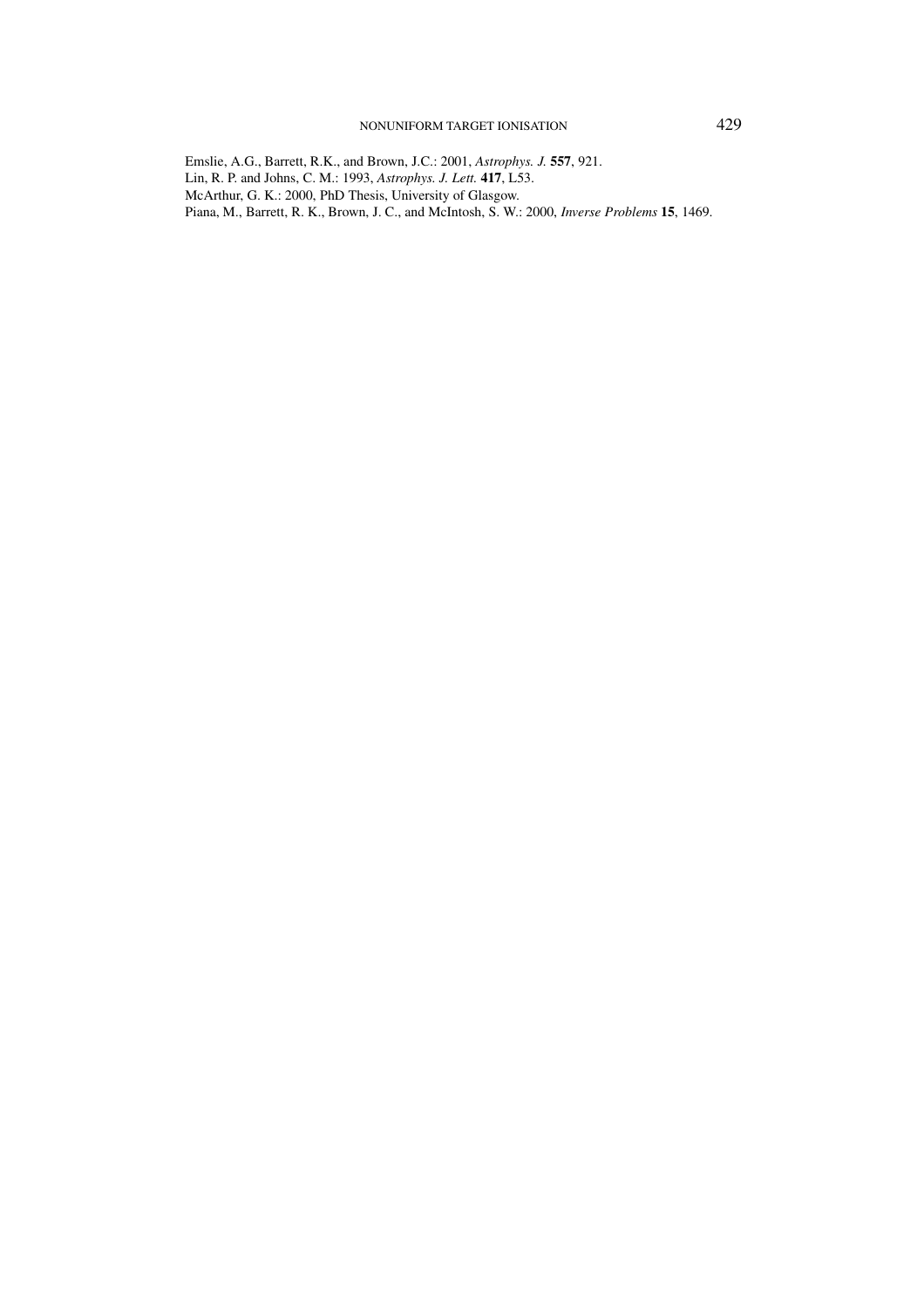Emslie, A.G., Barrett, R.K., and Brown, J.C.: 2001, *Astrophys. J.* **557**, 921.
Lin, R. P. and Johns, C. M.: 1993, *Astrophys. J. Lett.* **417**, L53.
McArthur, G. K.: 2000, PhD Thesis, University of Glasgow.
Piana, M., Barrett, R. K., Brown, J. C., and McIntosh, S. W.: 2000, *Inverse Problems* **15**, 1469.